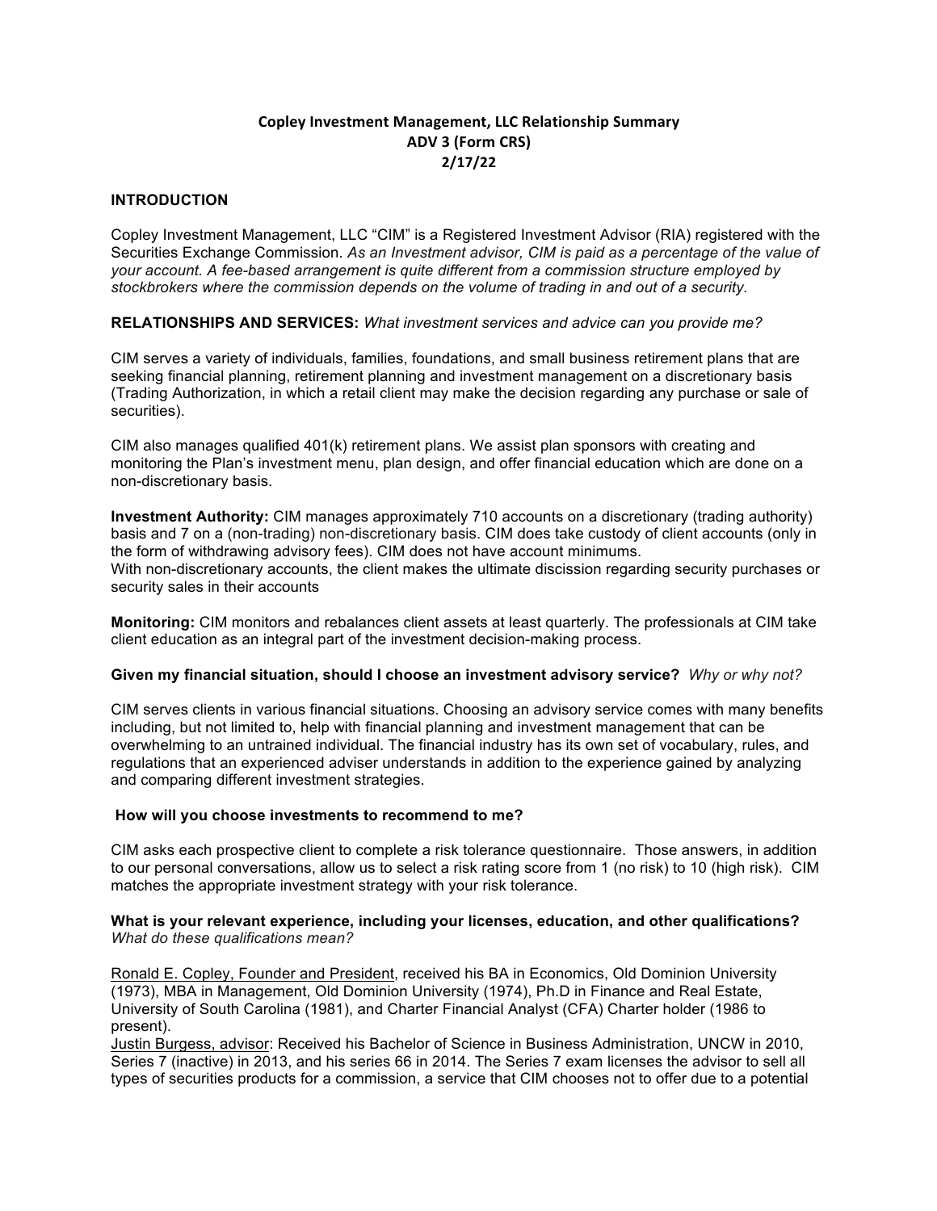**Copley Investment Management, LLC Relationship Summary**
**ADV 3 (Form CRS)**
**2/17/22**

## INTRODUCTION

Copley Investment Management, LLC "CIM" is a Registered Investment Advisor (RIA) registered with the Securities Exchange Commission. *As an Investment advisor, CIM is paid as a percentage of the value of your account. A fee-based arrangement is quite different from a commission structure employed by stockbrokers where the commission depends on the volume of trading in and out of a security.*

**RELATIONSHIPS AND SERVICES:** *What investment services and advice can you provide me?*

CIM serves a variety of individuals, families, foundations, and small business retirement plans that are seeking financial planning, retirement planning and investment management on a discretionary basis (Trading Authorization, in which a retail client may make the decision regarding any purchase or sale of securities).

CIM also manages qualified 401(k) retirement plans. We assist plan sponsors with creating and monitoring the Plan's investment menu, plan design, and offer financial education which are done on a non-discretionary basis.

**Investment Authority:** CIM manages approximately 710 accounts on a discretionary (trading authority) basis and 7 on a (non-trading) non-discretionary basis. CIM does take custody of client accounts (only in the form of withdrawing advisory fees). CIM does not have account minimums.
With non-discretionary accounts, the client makes the ultimate discission regarding security purchases or security sales in their accounts

**Monitoring:** CIM monitors and rebalances client assets at least quarterly. The professionals at CIM take client education as an integral part of the investment decision-making process.

**Given my financial situation, should I choose an investment advisory service?** *Why or why not?*

CIM serves clients in various financial situations. Choosing an advisory service comes with many benefits including, but not limited to, help with financial planning and investment management that can be overwhelming to an untrained individual. The financial industry has its own set of vocabulary, rules, and regulations that an experienced adviser understands in addition to the experience gained by analyzing and comparing different investment strategies.

**How will you choose investments to recommend to me?**

CIM asks each prospective client to complete a risk tolerance questionnaire. Those answers, in addition to our personal conversations, allow us to select a risk rating score from 1 (no risk) to 10 (high risk). CIM matches the appropriate investment strategy with your risk tolerance.

**What is your relevant experience, including your licenses, education, and other qualifications?**
*What do these qualifications mean?*

Ronald E. Copley, Founder and President, received his BA in Economics, Old Dominion University (1973), MBA in Management, Old Dominion University (1974), Ph.D in Finance and Real Estate, University of South Carolina (1981), and Charter Financial Analyst (CFA) Charter holder (1986 to present).
Justin Burgess, advisor: Received his Bachelor of Science in Business Administration, UNCW in 2010, Series 7 (inactive) in 2013, and his series 66 in 2014. The Series 7 exam licenses the advisor to sell all types of securities products for a commission, a service that CIM chooses not to offer due to a potential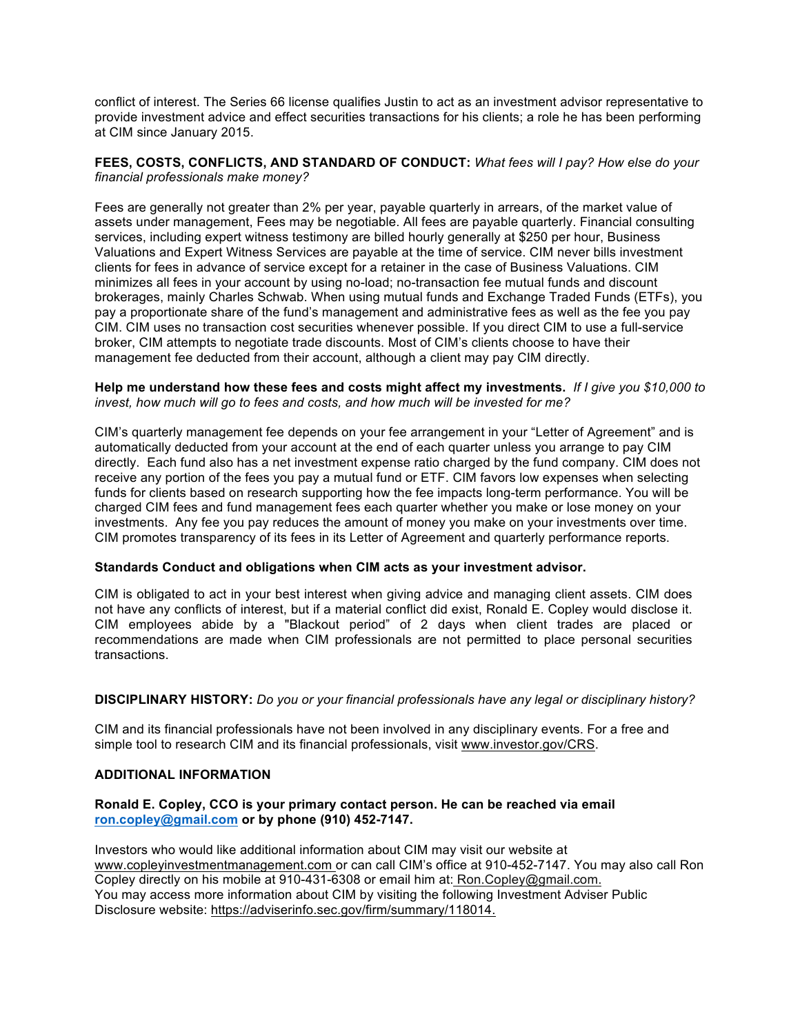conflict of interest. The Series 66 license qualifies Justin to act as an investment advisor representative to provide investment advice and effect securities transactions for his clients; a role he has been performing at CIM since January 2015.

**FEES, COSTS, CONFLICTS, AND STANDARD OF CONDUCT:** *What fees will I pay? How else do your financial professionals make money?*

Fees are generally not greater than 2% per year, payable quarterly in arrears, of the market value of assets under management, Fees may be negotiable. All fees are payable quarterly. Financial consulting services, including expert witness testimony are billed hourly generally at $250 per hour, Business Valuations and Expert Witness Services are payable at the time of service. CIM never bills investment clients for fees in advance of service except for a retainer in the case of Business Valuations. CIM minimizes all fees in your account by using no-load; no-transaction fee mutual funds and discount brokerages, mainly Charles Schwab. When using mutual funds and Exchange Traded Funds (ETFs), you pay a proportionate share of the fund's management and administrative fees as well as the fee you pay CIM. CIM uses no transaction cost securities whenever possible. If you direct CIM to use a full-service broker, CIM attempts to negotiate trade discounts. Most of CIM's clients choose to have their management fee deducted from their account, although a client may pay CIM directly.

**Help me understand how these fees and costs might affect my investments.** *If I give you $10,000 to invest, how much will go to fees and costs, and how much will be invested for me?*

CIM's quarterly management fee depends on your fee arrangement in your "Letter of Agreement" and is automatically deducted from your account at the end of each quarter unless you arrange to pay CIM directly. Each fund also has a net investment expense ratio charged by the fund company. CIM does not receive any portion of the fees you pay a mutual fund or ETF. CIM favors low expenses when selecting funds for clients based on research supporting how the fee impacts long-term performance. You will be charged CIM fees and fund management fees each quarter whether you make or lose money on your investments. Any fee you pay reduces the amount of money you make on your investments over time. CIM promotes transparency of its fees in its Letter of Agreement and quarterly performance reports.

**Standards Conduct and obligations when CIM acts as your investment advisor.**

CIM is obligated to act in your best interest when giving advice and managing client assets. CIM does not have any conflicts of interest, but if a material conflict did exist, Ronald E. Copley would disclose it. CIM employees abide by a "Blackout period" of 2 days when client trades are placed or recommendations are made when CIM professionals are not permitted to place personal securities transactions.

**DISCIPLINARY HISTORY:** *Do you or your financial professionals have any legal or disciplinary history?*

CIM and its financial professionals have not been involved in any disciplinary events. For a free and simple tool to research CIM and its financial professionals, visit www.investor.gov/CRS.

**ADDITIONAL INFORMATION**

**Ronald E. Copley, CCO is your primary contact person. He can be reached via email ron.copley@gmail.com or by phone (910) 452-7147.**

Investors who would like additional information about CIM may visit our website at www.copleyinvestmentmanagement.com or can call CIM's office at 910-452-7147. You may also call Ron Copley directly on his mobile at 910-431-6308 or email him at: Ron.Copley@gmail.com.
You may access more information about CIM by visiting the following Investment Adviser Public Disclosure website: https://adviserinfo.sec.gov/firm/summary/118014.